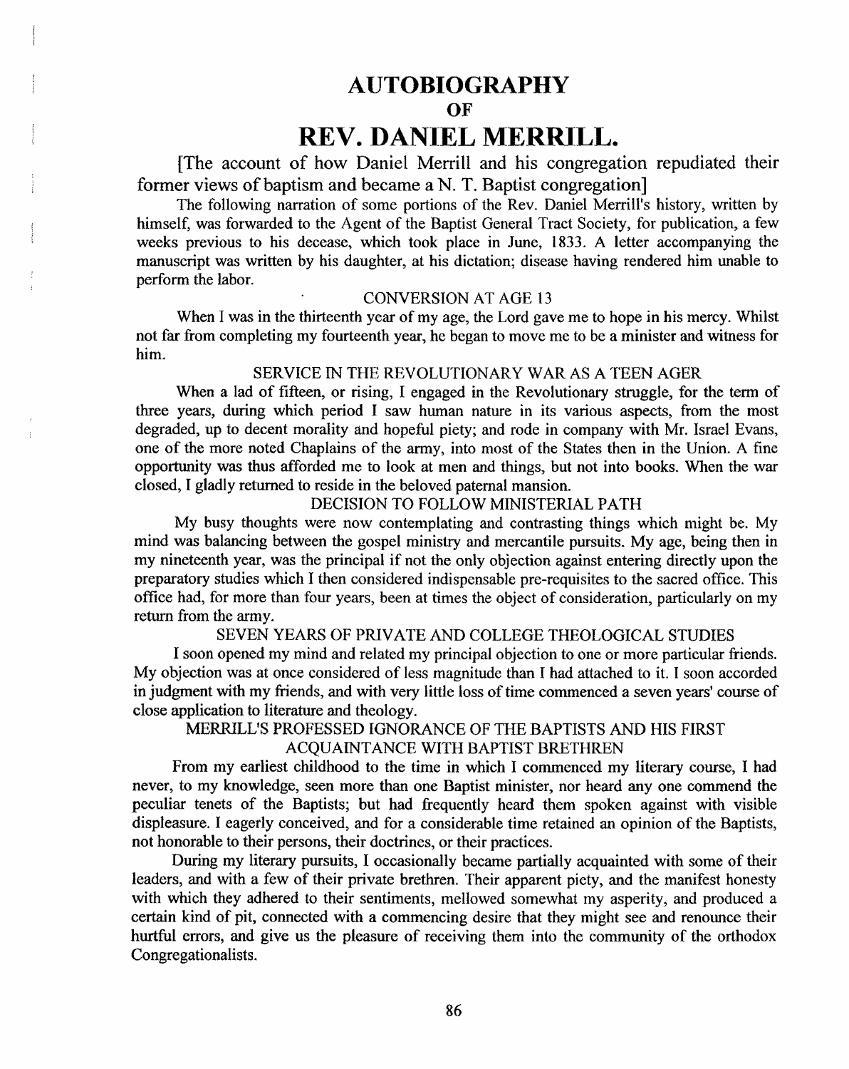# AUTOBIOGRAPHY
## OF
# REV. DANIEL MERRILL.

[The account of how Daniel Merrill and his congregation repudiated their former views of baptism and became a N. T. Baptist congregation]

The following narration of some portions of the Rev. Daniel Merrill's history, written by himself, was forwarded to the Agent of the Baptist General Tract Society, for publication, a few weeks previous to his decease, which took place in June, 1833. A letter accompanying the manuscript was written by his daughter, at his dictation; disease having rendered him unable to perform the labor.

### CONVERSION AT AGE 13

When I was in the thirteenth year of my age, the Lord gave me to hope in his mercy. Whilst not far from completing my fourteenth year, he began to move me to be a minister and witness for him.

### SERVICE IN THE REVOLUTIONARY WAR AS A TEEN AGER

When a lad of fifteen, or rising, I engaged in the Revolutionary struggle, for the term of three years, during which period I saw human nature in its various aspects, from the most degraded, up to decent morality and hopeful piety; and rode in company with Mr. Israel Evans, one of the more noted Chaplains of the army, into most of the States then in the Union. A fine opportunity was thus afforded me to look at men and things, but not into books. When the war closed, I gladly returned to reside in the beloved paternal mansion.

### DECISION TO FOLLOW MINISTERIAL PATH

My busy thoughts were now contemplating and contrasting things which might be. My mind was balancing between the gospel ministry and mercantile pursuits. My age, being then in my nineteenth year, was the principal if not the only objection against entering directly upon the preparatory studies which I then considered indispensable pre-requisites to the sacred office. This office had, for more than four years, been at times the object of consideration, particularly on my return from the army.

### SEVEN YEARS OF PRIVATE AND COLLEGE THEOLOGICAL STUDIES

I soon opened my mind and related my principal objection to one or more particular friends. My objection was at once considered of less magnitude than I had attached to it. I soon accorded in judgment with my friends, and with very little loss of time commenced a seven years' course of close application to literature and theology.

### MERRILL'S PROFESSED IGNORANCE OF THE BAPTISTS AND HIS FIRST ACQUAINTANCE WITH BAPTIST BRETHREN

From my earliest childhood to the time in which I commenced my literary course, I had never, to my knowledge, seen more than one Baptist minister, nor heard any one commend the peculiar tenets of the Baptists; but had frequently heard them spoken against with visible displeasure. I eagerly conceived, and for a considerable time retained an opinion of the Baptists, not honorable to their persons, their doctrines, or their practices.

During my literary pursuits, I occasionally became partially acquainted with some of their leaders, and with a few of their private brethren. Their apparent piety, and the manifest honesty with which they adhered to their sentiments, mellowed somewhat my asperity, and produced a certain kind of pit, connected with a commencing desire that they might see and renounce their hurtful errors, and give us the pleasure of receiving them into the community of the orthodox Congregationalists.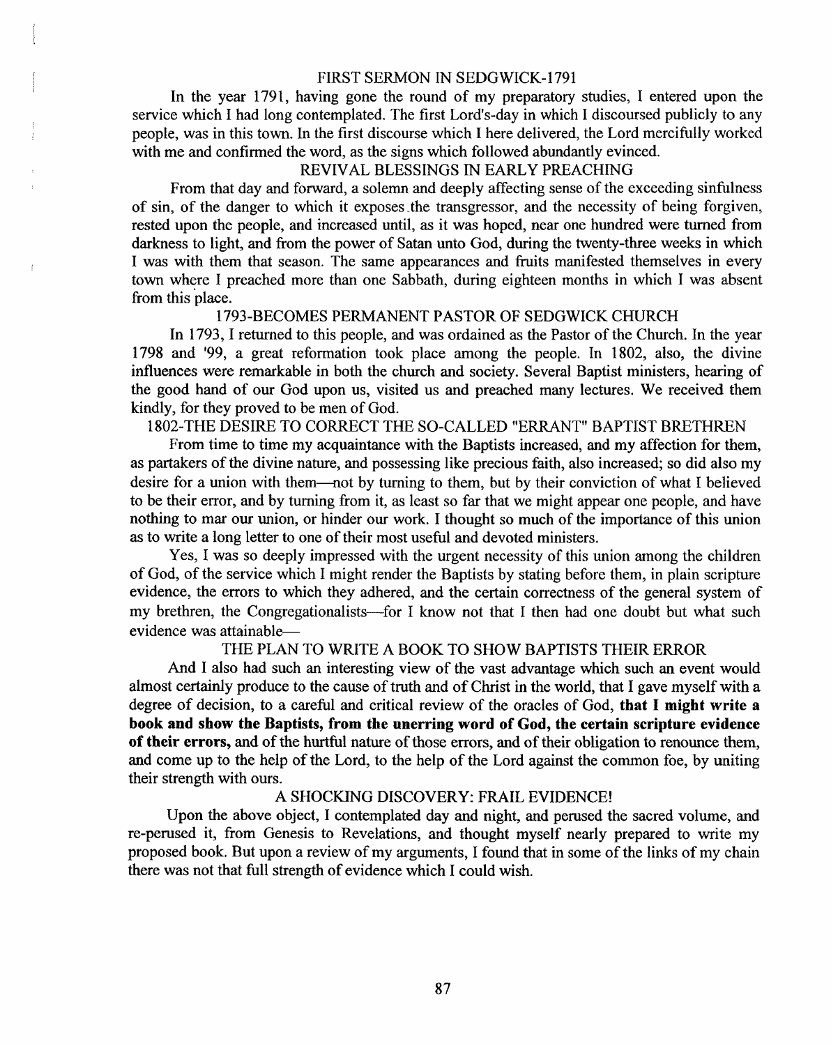## FIRST SERMON IN SEDGWICK-1791

In the year 1791, having gone the round of my preparatory studies, I entered upon the service which I had long contemplated. The first Lord's-day in which I discoursed publicly to any people, was in this town. In the first discourse which I here delivered, the Lord mercifully worked with me and confirmed the word, as the signs which followed abundantly evinced.

## REVIVAL BLESSINGS IN EARLY PREACHING

From that day and forward, a solemn and deeply affecting sense of the exceeding sinfulness of sin, of the danger to which it exposes the transgressor, and the necessity of being forgiven, rested upon the people, and increased until, as it was hoped, near one hundred were turned from darkness to light, and from the power of Satan unto God, during the twenty-three weeks in which I was with them that season. The same appearances and fruits manifested themselves in every town where I preached more than one Sabbath, during eighteen months in which I was absent from this place.

## 1793-BECOMES PERMANENT PASTOR OF SEDGWICK CHURCH

In 1793, I returned to this people, and was ordained as the Pastor of the Church. In the year 1798 and '99, a great reformation took place among the people. In 1802, also, the divine influences were remarkable in both the church and society. Several Baptist ministers, hearing of the good hand of our God upon us, visited us and preached many lectures. We received them kindly, for they proved to be men of God.

## 1802-THE DESIRE TO CORRECT THE SO-CALLED "ERRANT" BAPTIST BRETHREN

From time to time my acquaintance with the Baptists increased, and my affection for them, as partakers of the divine nature, and possessing like precious faith, also increased; so did also my desire for a union with them—not by turning to them, but by their conviction of what I believed to be their error, and by turning from it, as least so far that we might appear one people, and have nothing to mar our union, or hinder our work. I thought so much of the importance of this union as to write a long letter to one of their most useful and devoted ministers.

Yes, I was so deeply impressed with the urgent necessity of this union among the children of God, of the service which I might render the Baptists by stating before them, in plain scripture evidence, the errors to which they adhered, and the certain correctness of the general system of my brethren, the Congregationalists—for I know not that I then had one doubt but what such evidence was attainable—

## THE PLAN TO WRITE A BOOK TO SHOW BAPTISTS THEIR ERROR

And I also had such an interesting view of the vast advantage which such an event would almost certainly produce to the cause of truth and of Christ in the world, that I gave myself with a degree of decision, to a careful and critical review of the oracles of God, **that I might write a book and show the Baptists, from the unerring word of God, the certain scripture evidence of their errors,** and of the hurtful nature of those errors, and of their obligation to renounce them, and come up to the help of the Lord, to the help of the Lord against the common foe, by uniting their strength with ours.

## A SHOCKING DISCOVERY: FRAIL EVIDENCE!

Upon the above object, I contemplated day and night, and perused the sacred volume, and re-perused it, from Genesis to Revelations, and thought myself nearly prepared to write my proposed book. But upon a review of my arguments, I found that in some of the links of my chain there was not that full strength of evidence which I could wish.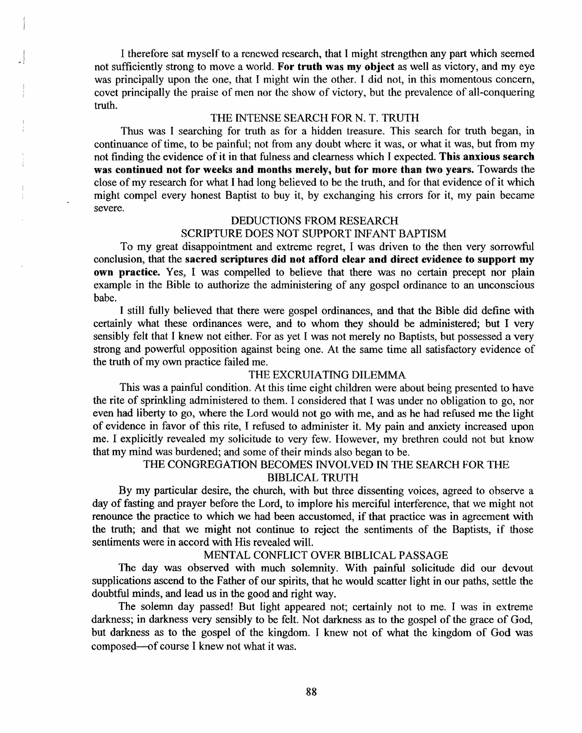I therefore sat myself to a renewed research, that I might strengthen any part which seemed not sufficiently strong to move a world. **For truth was my object** as well as victory, and my eye was principally upon the one, that I might win the other. I did not, in this momentous concern, covet principally the praise of men nor the show of victory, but the prevalence of all-conquering truth.

### THE INTENSE SEARCH FOR N. T. TRUTH

Thus was I searching for truth as for a hidden treasure. This search for truth began, in continuance of time, to be painful; not from any doubt where it was, or what it was, but from my not finding the evidence of it in that fulness and clearness which I expected. **This anxious search was continued not for weeks and months merely, but for more than two years.** Towards the close of my research for what I had long believed to be the truth, and for that evidence of it which might compel every honest Baptist to buy it, by exchanging his errors for it, my pain became severe.

### DEDUCTIONS FROM RESEARCH
### SCRIPTURE DOES NOT SUPPORT INFANT BAPTISM

To my great disappointment and extreme regret, I was driven to the then very sorrowful conclusion, that the **sacred scriptures did not afford clear and direct evidence to support my own practice.** Yes, I was compelled to believe that there was no certain precept nor plain example in the Bible to authorize the administering of any gospel ordinance to an unconscious babe.

I still fully believed that there were gospel ordinances, and that the Bible did define with certainly what these ordinances were, and to whom they should be administered; but I very sensibly felt that I knew not either. For as yet I was not merely no Baptists, but possessed a very strong and powerful opposition against being one. At the same time all satisfactory evidence of the truth of my own practice failed me.

### THE EXCRUIATING DILEMMA

This was a painful condition. At this time eight children were about being presented to have the rite of sprinkling administered to them. I considered that I was under no obligation to go, nor even had liberty to go, where the Lord would not go with me, and as he had refused me the light of evidence in favor of this rite, I refused to administer it. My pain and anxiety increased upon me. I explicitly revealed my solicitude to very few. However, my brethren could not but know that my mind was burdened; and some of their minds also began to be.

### THE CONGREGATION BECOMES INVOLVED IN THE SEARCH FOR THE BIBLICAL TRUTH

By my particular desire, the church, with but three dissenting voices, agreed to observe a day of fasting and prayer before the Lord, to implore his merciful interference, that we might not renounce the practice to which we had been accustomed, if that practice was in agreement with the truth; and that we might not continue to reject the sentiments of the Baptists, if those sentiments were in accord with His revealed will.

### MENTAL CONFLICT OVER BIBLICAL PASSAGE

The day was observed with much solemnity. With painful solicitude did our devout supplications ascend to the Father of our spirits, that he would scatter light in our paths, settle the doubtful minds, and lead us in the good and right way.

The solemn day passed! But light appeared not; certainly not to me. I was in extreme darkness; in darkness very sensibly to be felt. Not darkness as to the gospel of the grace of God, but darkness as to the gospel of the kingdom. I knew not of what the kingdom of God was composed—of course I knew not what it was.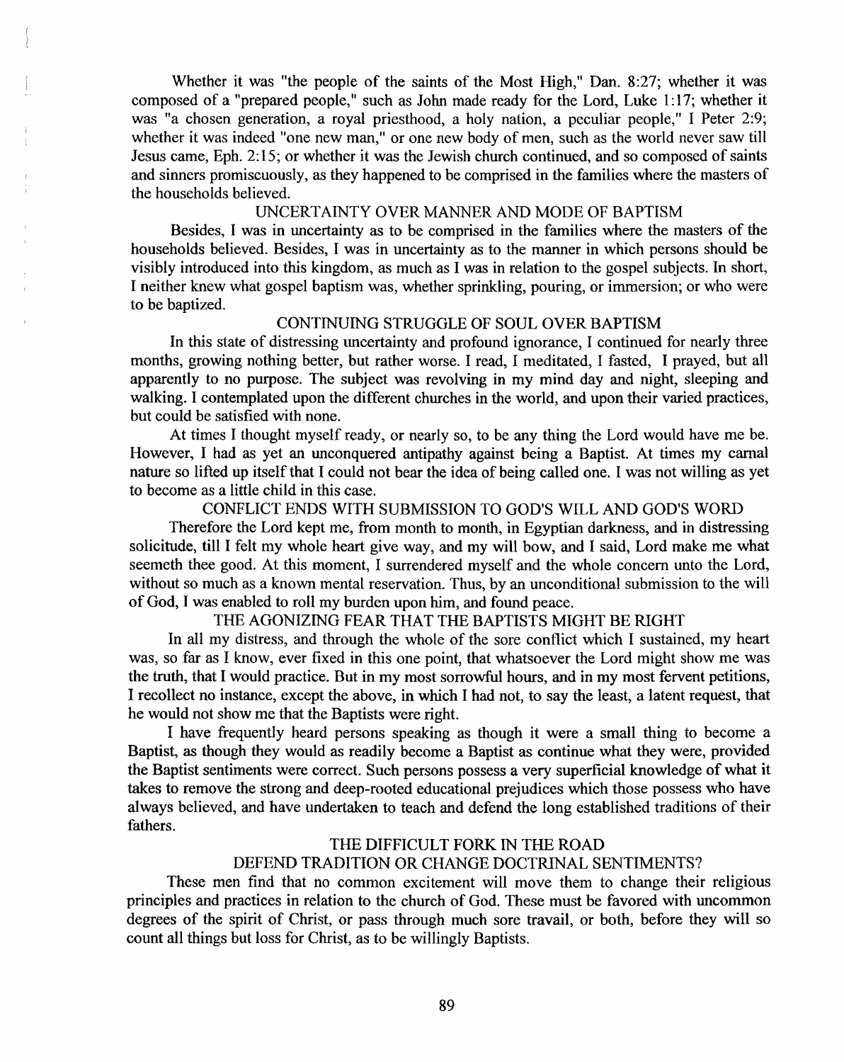Whether it was "the people of the saints of the Most High," Dan. 8:27; whether it was composed of a "prepared people," such as John made ready for the Lord, Luke 1:17; whether it was "a chosen generation, a royal priesthood, a holy nation, a peculiar people," I Peter 2:9; whether it was indeed "one new man," or one new body of men, such as the world never saw till Jesus came, Eph. 2:15; or whether it was the Jewish church continued, and so composed of saints and sinners promiscuously, as they happened to be comprised in the families where the masters of the households believed.

## UNCERTAINTY OVER MANNER AND MODE OF BAPTISM

Besides, I was in uncertainty as to be comprised in the families where the masters of the households believed. Besides, I was in uncertainty as to the manner in which persons should be visibly introduced into this kingdom, as much as I was in relation to the gospel subjects. In short, I neither knew what gospel baptism was, whether sprinkling, pouring, or immersion; or who were to be baptized.

## CONTINUING STRUGGLE OF SOUL OVER BAPTISM

In this state of distressing uncertainty and profound ignorance, I continued for nearly three months, growing nothing better, but rather worse. I read, I meditated, I fasted, I prayed, but all apparently to no purpose. The subject was revolving in my mind day and night, sleeping and walking. I contemplated upon the different churches in the world, and upon their varied practices, but could be satisfied with none.

At times I thought myself ready, or nearly so, to be any thing the Lord would have me be. However, I had as yet an unconquered antipathy against being a Baptist. At times my carnal nature so lifted up itself that I could not bear the idea of being called one. I was not willing as yet to become as a little child in this case.

## CONFLICT ENDS WITH SUBMISSION TO GOD'S WILL AND GOD'S WORD

Therefore the Lord kept me, from month to month, in Egyptian darkness, and in distressing solicitude, till I felt my whole heart give way, and my will bow, and I said, Lord make me what seemeth thee good. At this moment, I surrendered myself and the whole concern unto the Lord, without so much as a known mental reservation. Thus, by an unconditional submission to the will of God, I was enabled to roll my burden upon him, and found peace.

## THE AGONIZING FEAR THAT THE BAPTISTS MIGHT BE RIGHT

In all my distress, and through the whole of the sore conflict which I sustained, my heart was, so far as I know, ever fixed in this one point, that whatsoever the Lord might show me was the truth, that I would practice. But in my most sorrowful hours, and in my most fervent petitions, I recollect no instance, except the above, in which I had not, to say the least, a latent request, that he would not show me that the Baptists were right.

I have frequently heard persons speaking as though it were a small thing to become a Baptist, as though they would as readily become a Baptist as continue what they were, provided the Baptist sentiments were correct. Such persons possess a very superficial knowledge of what it takes to remove the strong and deep-rooted educational prejudices which those possess who have always believed, and have undertaken to teach and defend the long established traditions of their fathers.

## THE DIFFICULT FORK IN THE ROAD
## DEFEND TRADITION OR CHANGE DOCTRINAL SENTIMENTS?

These men find that no common excitement will move them to change their religious principles and practices in relation to the church of God. These must be favored with uncommon degrees of the spirit of Christ, or pass through much sore travail, or both, before they will so count all things but loss for Christ, as to be willingly Baptists.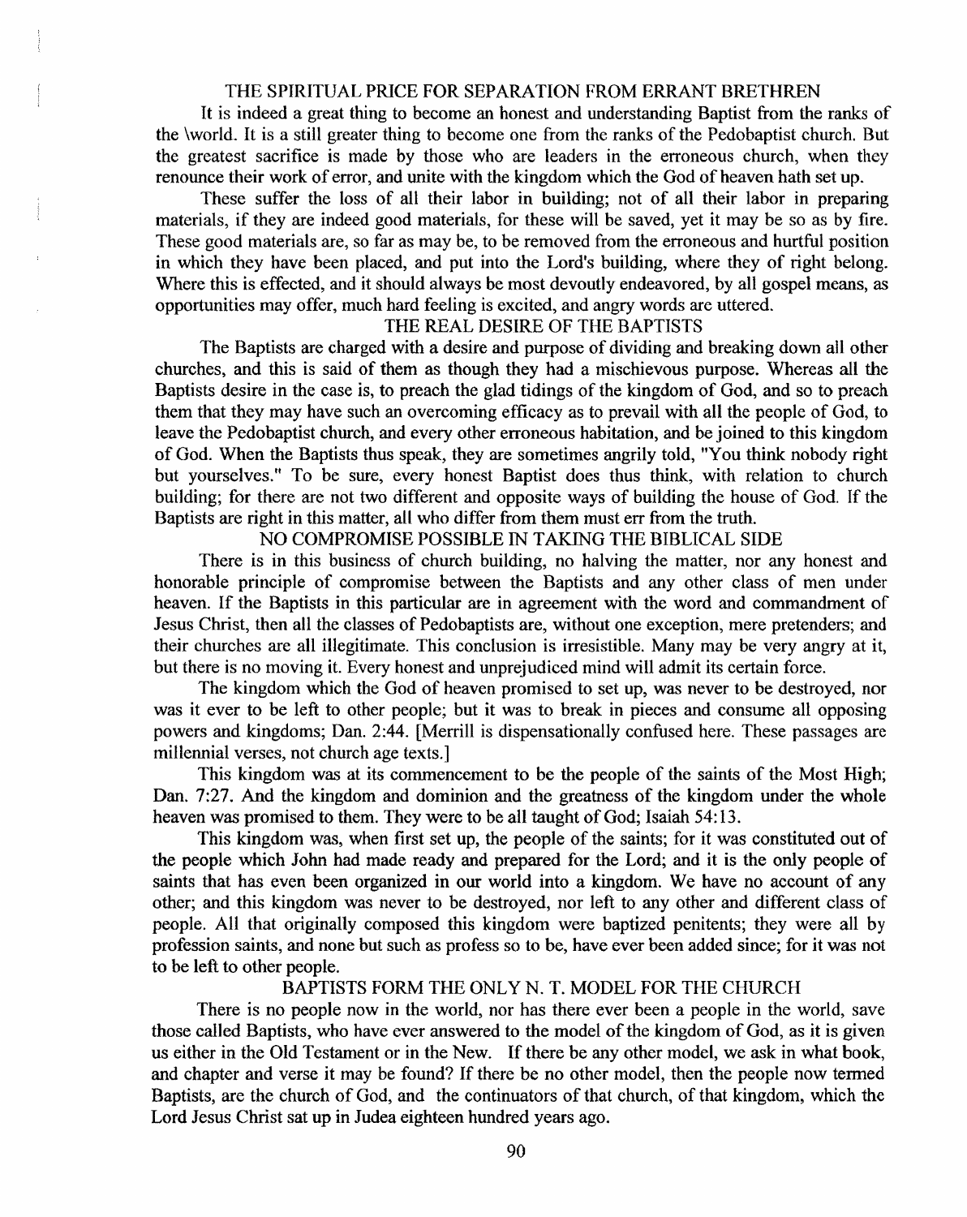## THE SPIRITUAL PRICE FOR SEPARATION FROM ERRANT BRETHREN

It is indeed a great thing to become an honest and understanding Baptist from the ranks of the \world. It is a still greater thing to become one from the ranks of the Pedobaptist church. But the greatest sacrifice is made by those who are leaders in the erroneous church, when they renounce their work of error, and unite with the kingdom which the God of heaven hath set up.

These suffer the loss of all their labor in building; not of all their labor in preparing materials, if they are indeed good materials, for these will be saved, yet it may be so as by fire. These good materials are, so far as may be, to be removed from the erroneous and hurtful position in which they have been placed, and put into the Lord's building, where they of right belong. Where this is effected, and it should always be most devoutly endeavored, by all gospel means, as opportunities may offer, much hard feeling is excited, and angry words are uttered.

## THE REAL DESIRE OF THE BAPTISTS

The Baptists are charged with a desire and purpose of dividing and breaking down all other churches, and this is said of them as though they had a mischievous purpose. Whereas all the Baptists desire in the case is, to preach the glad tidings of the kingdom of God, and so to preach them that they may have such an overcoming efficacy as to prevail with all the people of God, to leave the Pedobaptist church, and every other erroneous habitation, and be joined to this kingdom of God. When the Baptists thus speak, they are sometimes angrily told, "You think nobody right but yourselves." To be sure, every honest Baptist does thus think, with relation to church building; for there are not two different and opposite ways of building the house of God. If the Baptists are right in this matter, all who differ from them must err from the truth.

## NO COMPROMISE POSSIBLE IN TAKING THE BIBLICAL SIDE

There is in this business of church building, no halving the matter, nor any honest and honorable principle of compromise between the Baptists and any other class of men under heaven. If the Baptists in this particular are in agreement with the word and commandment of Jesus Christ, then all the classes of Pedobaptists are, without one exception, mere pretenders; and their churches are all illegitimate. This conclusion is irresistible. Many may be very angry at it, but there is no moving it. Every honest and unprejudiced mind will admit its certain force.

The kingdom which the God of heaven promised to set up, was never to be destroyed, nor was it ever to be left to other people; but it was to break in pieces and consume all opposing powers and kingdoms; Dan. 2:44. [Merrill is dispensationally confused here. These passages are millennial verses, not church age texts.]

This kingdom was at its commencement to be the people of the saints of the Most High; Dan. 7:27. And the kingdom and dominion and the greatness of the kingdom under the whole heaven was promised to them. They were to be all taught of God; Isaiah 54:13.

This kingdom was, when first set up, the people of the saints; for it was constituted out of the people which John had made ready and prepared for the Lord; and it is the only people of saints that has even been organized in our world into a kingdom. We have no account of any other; and this kingdom was never to be destroyed, nor left to any other and different class of people. All that originally composed this kingdom were baptized penitents; they were all by profession saints, and none but such as profess so to be, have ever been added since; for it was not to be left to other people.

## BAPTISTS FORM THE ONLY N. T. MODEL FOR THE CHURCH

There is no people now in the world, nor has there ever been a people in the world, save those called Baptists, who have ever answered to the model of the kingdom of God, as it is given us either in the Old Testament or in the New. If there be any other model, we ask in what book, and chapter and verse it may be found? If there be no other model, then the people now termed Baptists, are the church of God, and the continuators of that church, of that kingdom, which the Lord Jesus Christ sat up in Judea eighteen hundred years ago.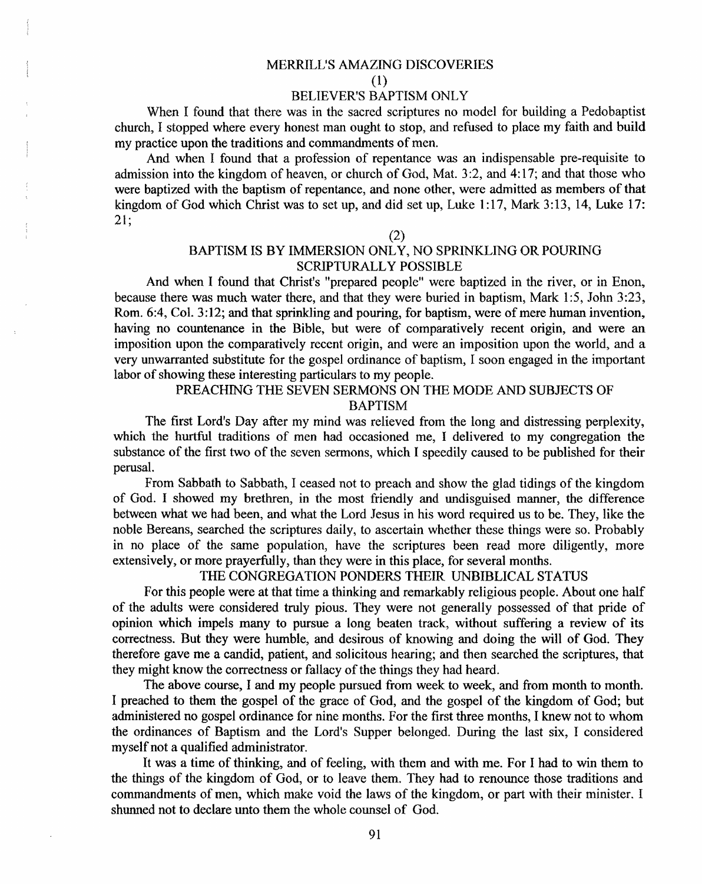## MERRILL'S AMAZING DISCOVERIES

### (1)

### BELIEVER'S BAPTISM ONLY

When I found that there was in the sacred scriptures no model for building a Pedobaptist church, I stopped where every honest man ought to stop, and refused to place my faith and build my practice upon the traditions and commandments of men.

And when I found that a profession of repentance was an indispensable pre-requisite to admission into the kingdom of heaven, or church of God, Mat. 3:2, and 4:17; and that those who were baptized with the baptism of repentance, and none other, were admitted as members of that kingdom of God which Christ was to set up, and did set up, Luke 1:17, Mark 3:13, 14, Luke 17: 21;

### (2)

### BAPTISM IS BY IMMERSION ONLY, NO SPRINKLING OR POURING SCRIPTURALLY POSSIBLE

And when I found that Christ's "prepared people" were baptized in the river, or in Enon, because there was much water there, and that they were buried in baptism, Mark 1:5, John 3:23, Rom. 6:4, Col. 3:12; and that sprinkling and pouring, for baptism, were of mere human invention, having no countenance in the Bible, but were of comparatively recent origin, and were an imposition upon the comparatively recent origin, and were an imposition upon the world, and a very unwarranted substitute for the gospel ordinance of baptism, I soon engaged in the important labor of showing these interesting particulars to my people.

### PREACHING THE SEVEN SERMONS ON THE MODE AND SUBJECTS OF BAPTISM

The first Lord's Day after my mind was relieved from the long and distressing perplexity, which the hurtful traditions of men had occasioned me, I delivered to my congregation the substance of the first two of the seven sermons, which I speedily caused to be published for their perusal.

From Sabbath to Sabbath, I ceased not to preach and show the glad tidings of the kingdom of God. I showed my brethren, in the most friendly and undisguised manner, the difference between what we had been, and what the Lord Jesus in his word required us to be. They, like the noble Bereans, searched the scriptures daily, to ascertain whether these things were so. Probably in no place of the same population, have the scriptures been read more diligently, more extensively, or more prayerfully, than they were in this place, for several months.

### THE CONGREGATION PONDERS THEIR UNBIBLICAL STATUS

For this people were at that time a thinking and remarkably religious people. About one half of the adults were considered truly pious. They were not generally possessed of that pride of opinion which impels many to pursue a long beaten track, without suffering a review of its correctness. But they were humble, and desirous of knowing and doing the will of God. They therefore gave me a candid, patient, and solicitous hearing; and then searched the scriptures, that they might know the correctness or fallacy of the things they had heard.

The above course, I and my people pursued from week to week, and from month to month. I preached to them the gospel of the grace of God, and the gospel of the kingdom of God; but administered no gospel ordinance for nine months. For the first three months, I knew not to whom the ordinances of Baptism and the Lord's Supper belonged. During the last six, I considered myself not a qualified administrator.

It was a time of thinking, and of feeling, with them and with me. For I had to win them to the things of the kingdom of God, or to leave them. They had to renounce those traditions and commandments of men, which make void the laws of the kingdom, or part with their minister. I shunned not to declare unto them the whole counsel of God.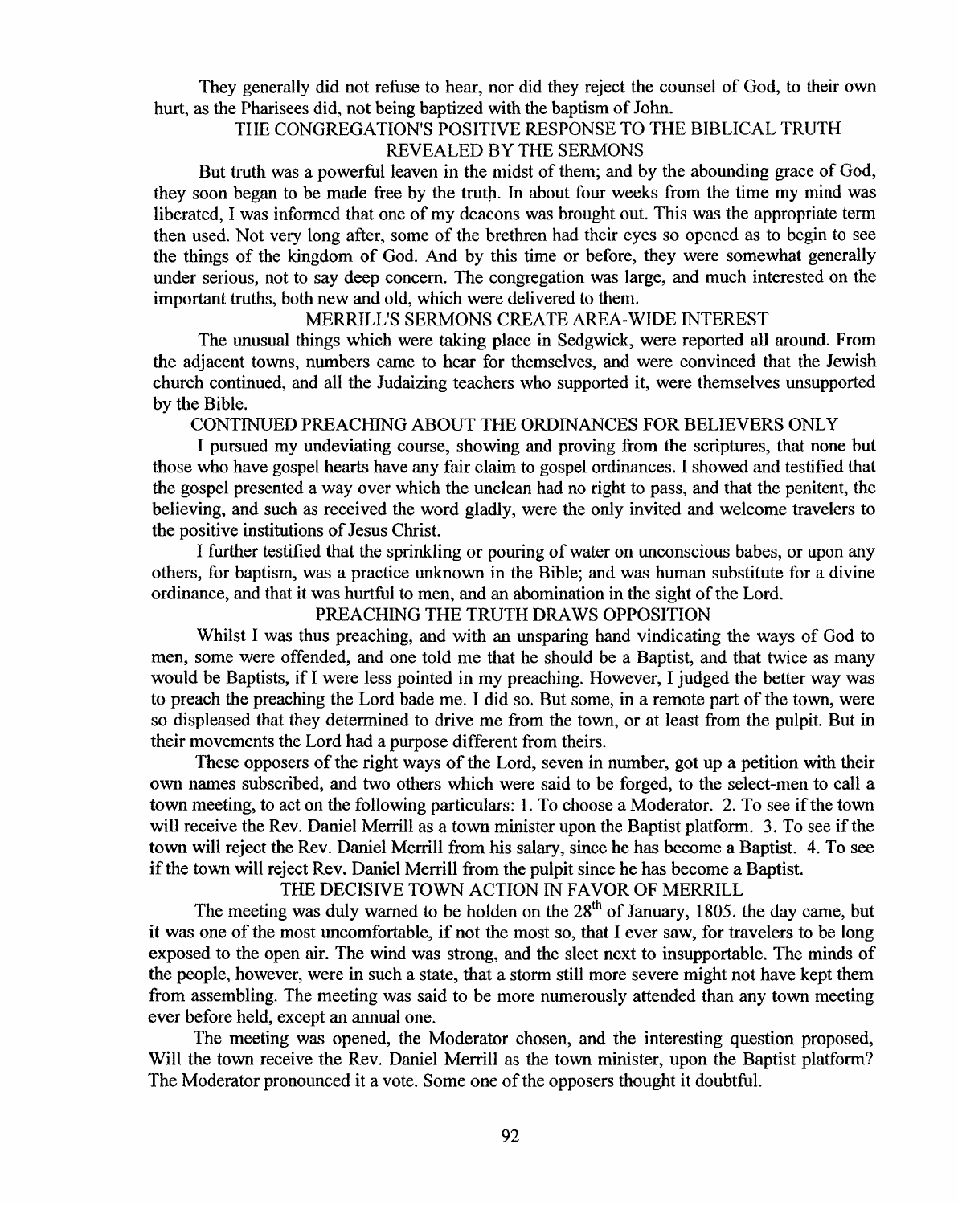They generally did not refuse to hear, nor did they reject the counsel of God, to their own hurt, as the Pharisees did, not being baptized with the baptism of John.

### THE CONGREGATION'S POSITIVE RESPONSE TO THE BIBLICAL TRUTH REVEALED BY THE SERMONS

But truth was a powerful leaven in the midst of them; and by the abounding grace of God, they soon began to be made free by the truth. In about four weeks from the time my mind was liberated, I was informed that one of my deacons was brought out. This was the appropriate term then used. Not very long after, some of the brethren had their eyes so opened as to begin to see the things of the kingdom of God. And by this time or before, they were somewhat generally under serious, not to say deep concern. The congregation was large, and much interested on the important truths, both new and old, which were delivered to them.

### MERRILL'S SERMONS CREATE AREA-WIDE INTEREST

The unusual things which were taking place in Sedgwick, were reported all around. From the adjacent towns, numbers came to hear for themselves, and were convinced that the Jewish church continued, and all the Judaizing teachers who supported it, were themselves unsupported by the Bible.

### CONTINUED PREACHING ABOUT THE ORDINANCES FOR BELIEVERS ONLY

I pursued my undeviating course, showing and proving from the scriptures, that none but those who have gospel hearts have any fair claim to gospel ordinances. I showed and testified that the gospel presented a way over which the unclean had no right to pass, and that the penitent, the believing, and such as received the word gladly, were the only invited and welcome travelers to the positive institutions of Jesus Christ.

I further testified that the sprinkling or pouring of water on unconscious babes, or upon any others, for baptism, was a practice unknown in the Bible; and was human substitute for a divine ordinance, and that it was hurtful to men, and an abomination in the sight of the Lord.

### PREACHING THE TRUTH DRAWS OPPOSITION

Whilst I was thus preaching, and with an unsparing hand vindicating the ways of God to men, some were offended, and one told me that he should be a Baptist, and that twice as many would be Baptists, if I were less pointed in my preaching. However, I judged the better way was to preach the preaching the Lord bade me. I did so. But some, in a remote part of the town, were so displeased that they determined to drive me from the town, or at least from the pulpit. But in their movements the Lord had a purpose different from theirs.

These opposers of the right ways of the Lord, seven in number, got up a petition with their own names subscribed, and two others which were said to be forged, to the select-men to call a town meeting, to act on the following particulars: 1. To choose a Moderator. 2. To see if the town will receive the Rev. Daniel Merrill as a town minister upon the Baptist platform. 3. To see if the town will reject the Rev. Daniel Merrill from his salary, since he has become a Baptist. 4. To see if the town will reject Rev. Daniel Merrill from the pulpit since he has become a Baptist.

### THE DECISIVE TOWN ACTION IN FAVOR OF MERRILL

The meeting was duly warned to be holden on the 28th of January, 1805. the day came, but it was one of the most uncomfortable, if not the most so, that I ever saw, for travelers to be long exposed to the open air. The wind was strong, and the sleet next to insupportable. The minds of the people, however, were in such a state, that a storm still more severe might not have kept them from assembling. The meeting was said to be more numerously attended than any town meeting ever before held, except an annual one.

The meeting was opened, the Moderator chosen, and the interesting question proposed, Will the town receive the Rev. Daniel Merrill as the town minister, upon the Baptist platform? The Moderator pronounced it a vote. Some one of the opposers thought it doubtful.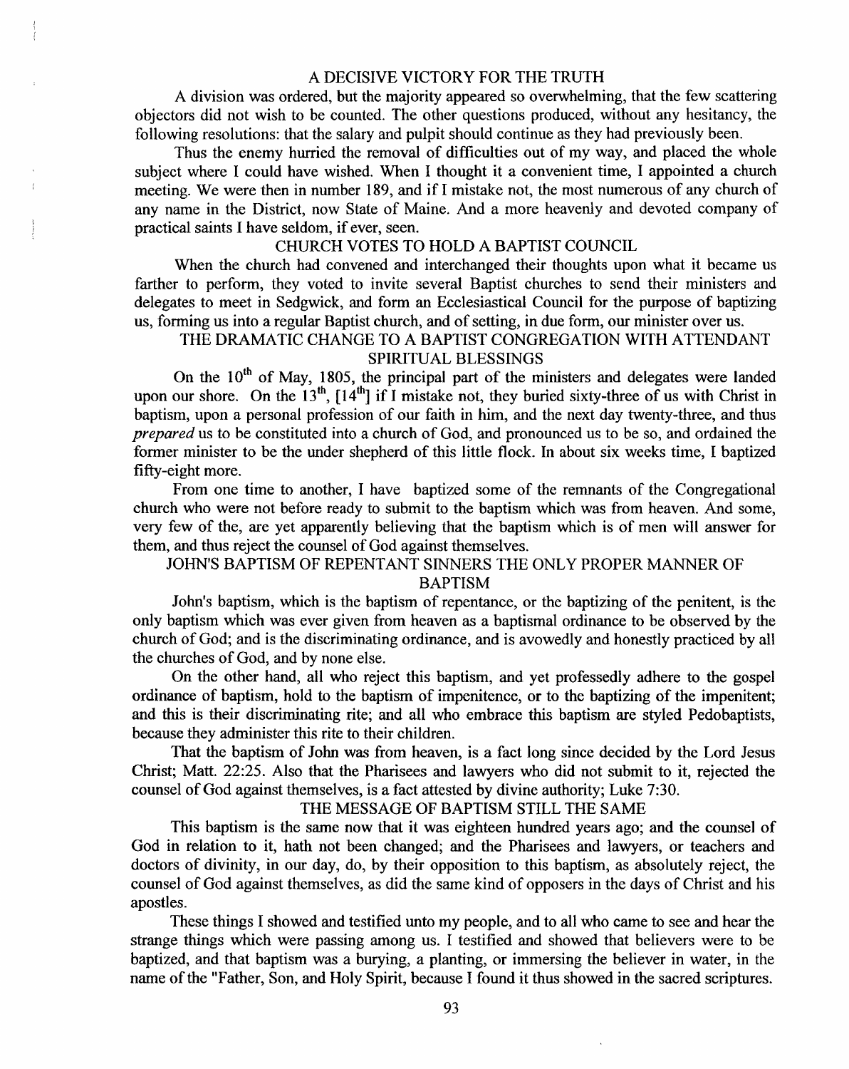## A DECISIVE VICTORY FOR THE TRUTH

A division was ordered, but the majority appeared so overwhelming, that the few scattering objectors did not wish to be counted. The other questions produced, without any hesitancy, the following resolutions: that the salary and pulpit should continue as they had previously been.

Thus the enemy hurried the removal of difficulties out of my way, and placed the whole subject where I could have wished. When I thought it a convenient time, I appointed a church meeting. We were then in number 189, and if I mistake not, the most numerous of any church of any name in the District, now State of Maine. And a more heavenly and devoted company of practical saints I have seldom, if ever, seen.

## CHURCH VOTES TO HOLD A BAPTIST COUNCIL

When the church had convened and interchanged their thoughts upon what it became us farther to perform, they voted to invite several Baptist churches to send their ministers and delegates to meet in Sedgwick, and form an Ecclesiastical Council for the purpose of baptizing us, forming us into a regular Baptist church, and of setting, in due form, our minister over us.

## THE DRAMATIC CHANGE TO A BAPTIST CONGREGATION WITH ATTENDANT SPIRITUAL BLESSINGS

On the 10th of May, 1805, the principal part of the ministers and delegates were landed upon our shore. On the 13th, [14th] if I mistake not, they buried sixty-three of us with Christ in baptism, upon a personal profession of our faith in him, and the next day twenty-three, and thus *prepared* us to be constituted into a church of God, and pronounced us to be so, and ordained the former minister to be the under shepherd of this little flock. In about six weeks time, I baptized fifty-eight more.

From one time to another, I have baptized some of the remnants of the Congregational church who were not before ready to submit to the baptism which was from heaven. And some, very few of the, are yet apparently believing that the baptism which is of men will answer for them, and thus reject the counsel of God against themselves.

## JOHN'S BAPTISM OF REPENTANT SINNERS THE ONLY PROPER MANNER OF BAPTISM

John's baptism, which is the baptism of repentance, or the baptizing of the penitent, is the only baptism which was ever given from heaven as a baptismal ordinance to be observed by the church of God; and is the discriminating ordinance, and is avowedly and honestly practiced by all the churches of God, and by none else.

On the other hand, all who reject this baptism, and yet professedly adhere to the gospel ordinance of baptism, hold to the baptism of impenitence, or to the baptizing of the impenitent; and this is their discriminating rite; and all who embrace this baptism are styled Pedobaptists, because they administer this rite to their children.

That the baptism of John was from heaven, is a fact long since decided by the Lord Jesus Christ; Matt. 22:25. Also that the Pharisees and lawyers who did not submit to it, rejected the counsel of God against themselves, is a fact attested by divine authority; Luke 7:30.

## THE MESSAGE OF BAPTISM STILL THE SAME

This baptism is the same now that it was eighteen hundred years ago; and the counsel of God in relation to it, hath not been changed; and the Pharisees and lawyers, or teachers and doctors of divinity, in our day, do, by their opposition to this baptism, as absolutely reject, the counsel of God against themselves, as did the same kind of opposers in the days of Christ and his apostles.

These things I showed and testified unto my people, and to all who came to see and hear the strange things which were passing among us. I testified and showed that believers were to be baptized, and that baptism was a burying, a planting, or immersing the believer in water, in the name of the "Father, Son, and Holy Spirit, because I found it thus showed in the sacred scriptures.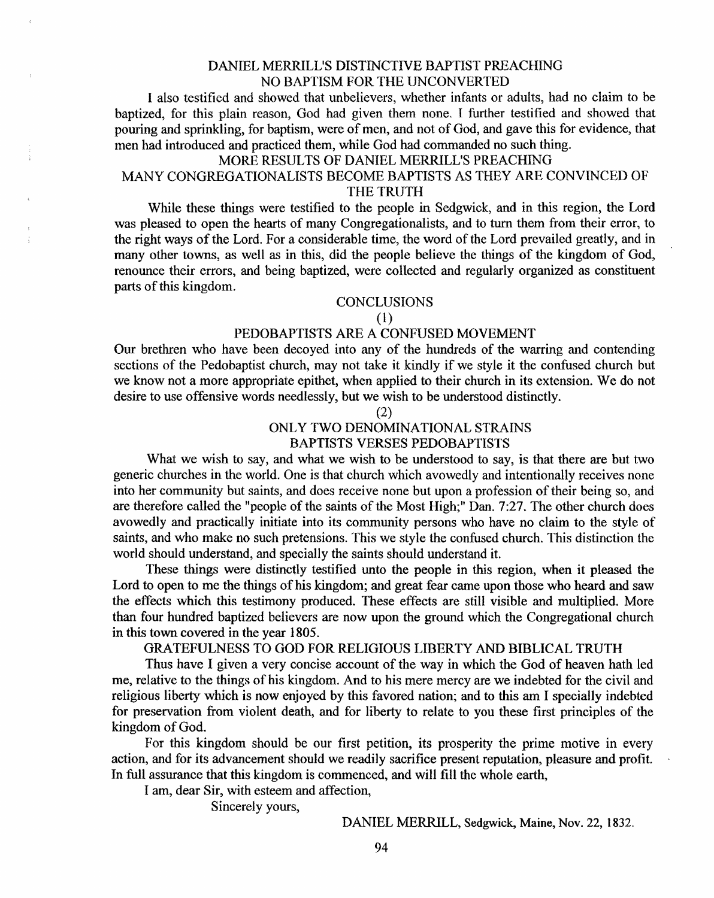## DANIEL MERRILL'S DISTINCTIVE BAPTIST PREACHING
## NO BAPTISM FOR THE UNCONVERTED

I also testified and showed that unbelievers, whether infants or adults, had no claim to be baptized, for this plain reason, God had given them none. I further testified and showed that pouring and sprinkling, for baptism, were of men, and not of God, and gave this for evidence, that men had introduced and practiced them, while God had commanded no such thing.

## MORE RESULTS OF DANIEL MERRILL'S PREACHING
## MANY CONGREGATIONALISTS BECOME BAPTISTS AS THEY ARE CONVINCED OF THE TRUTH

While these things were testified to the people in Sedgwick, and in this region, the Lord was pleased to open the hearts of many Congregationalists, and to turn them from their error, to the right ways of the Lord. For a considerable time, the word of the Lord prevailed greatly, and in many other towns, as well as in this, did the people believe the things of the kingdom of God, renounce their errors, and being baptized, were collected and regularly organized as constituent parts of this kingdom.

## CONCLUSIONS

### (1)
### PEDOBAPTISTS ARE A CONFUSED MOVEMENT

Our brethren who have been decoyed into any of the hundreds of the warring and contending sections of the Pedobaptist church, may not take it kindly if we style it the confused church but we know not a more appropriate epithet, when applied to their church in its extension. We do not desire to use offensive words needlessly, but we wish to be understood distinctly.

### (2)
### ONLY TWO DENOMINATIONAL STRAINS
### BAPTISTS VERSES PEDOBAPTISTS

What we wish to say, and what we wish to be understood to say, is that there are but two generic churches in the world. One is that church which avowedly and intentionally receives none into her community but saints, and does receive none but upon a profession of their being so, and are therefore called the "people of the saints of the Most High;" Dan. 7:27. The other church does avowedly and practically initiate into its community persons who have no claim to the style of saints, and who make no such pretensions. This we style the confused church. This distinction the world should understand, and specially the saints should understand it.

These things were distinctly testified unto the people in this region, when it pleased the Lord to open to me the things of his kingdom; and great fear came upon those who heard and saw the effects which this testimony produced. These effects are still visible and multiplied. More than four hundred baptized believers are now upon the ground which the Congregational church in this town covered in the year 1805.

## GRATEFULNESS TO GOD FOR RELIGIOUS LIBERTY AND BIBLICAL TRUTH

Thus have I given a very concise account of the way in which the God of heaven hath led me, relative to the things of his kingdom. And to his mere mercy are we indebted for the civil and religious liberty which is now enjoyed by this favored nation; and to this am I specially indebted for preservation from violent death, and for liberty to relate to you these first principles of the kingdom of God.

For this kingdom should be our first petition, its prosperity the prime motive in every action, and for its advancement should we readily sacrifice present reputation, pleasure and profit. In full assurance that this kingdom is commenced, and will fill the whole earth,

I am, dear Sir, with esteem and affection,

Sincerely yours,

DANIEL MERRILL, Sedgwick, Maine, Nov. 22, 1832.